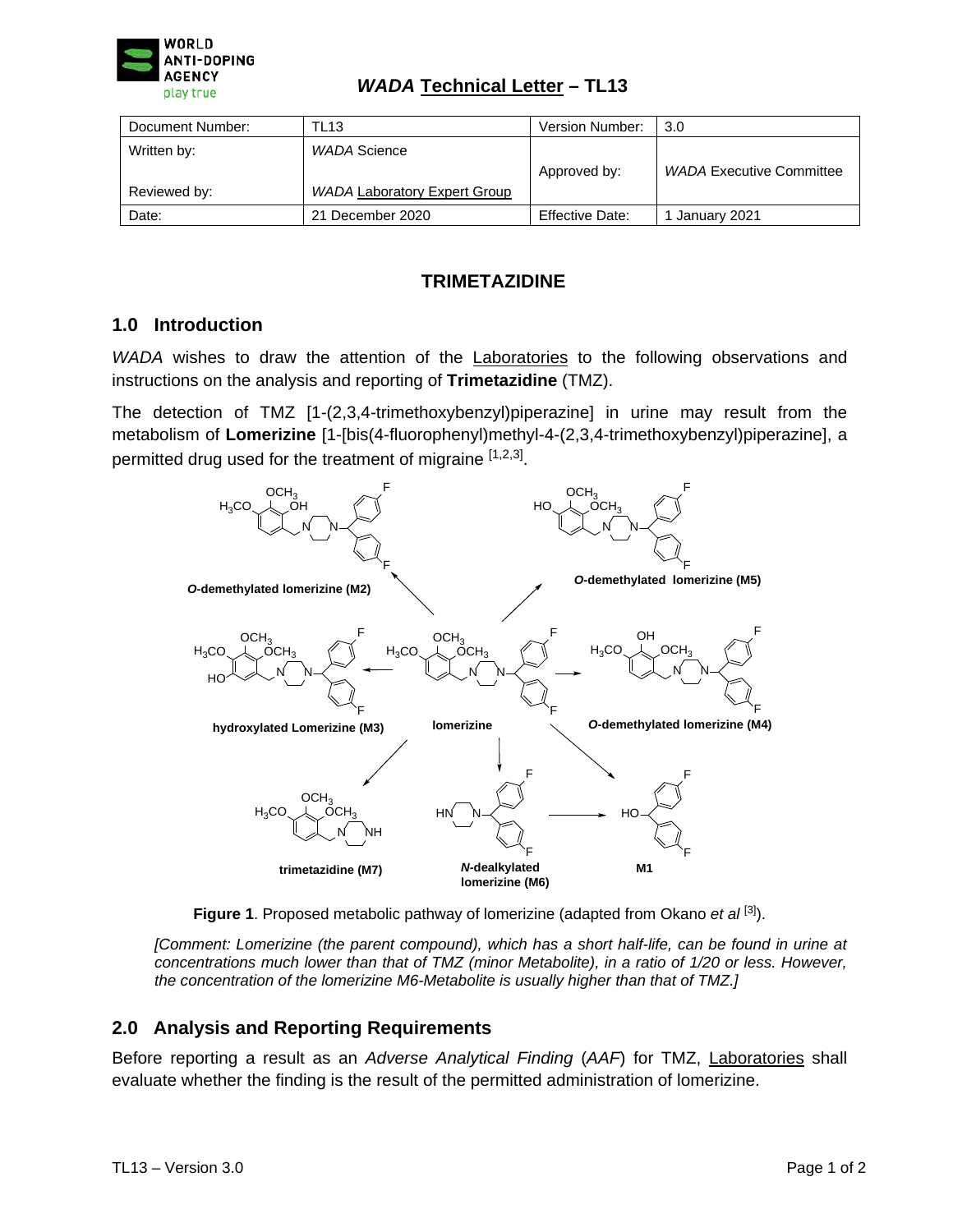**WADA Technical Letter – TL13**

| Document Number: | TL13 | Version Number: | 3.0 |
|---|---|---|---|
| Written by: | *WADA* Science | Approved by: | *WADA* Executive Committee |
| Reviewed by: | *WADA* Laboratory Expert Group | | |
| Date: | 21 December 2020 | Effective Date: | 1 January 2021 |

# TRIMETAZIDINE

## 1.0 Introduction

*WADA* wishes to draw the attention of the Laboratories to the following observations and instructions on the analysis and reporting of **Trimetazidine** (TMZ).

The detection of TMZ [1-(2,3,4-trimethoxybenzyl)piperazine] in urine may result from the metabolism of **Lomerizine** [1-[bis(4-fluorophenyl)methyl-4-(2,3,4-trimethoxybenzyl)piperazine], a permitted drug used for the treatment of migraine [1,2,3].

**Figure 1**. Proposed metabolic pathway of lomerizine (adapted from Okano *et al* [3]).

*[Comment: Lomerizine (the parent compound), which has a short half-life, can be found in urine at concentrations much lower than that of TMZ (minor Metabolite), in a ratio of 1/20 or less. However, the concentration of the lomerizine M6-Metabolite is usually higher than that of TMZ.]*

## 2.0 Analysis and Reporting Requirements

Before reporting a result as an *Adverse Analytical Finding* (*AAF*) for TMZ, Laboratories shall evaluate whether the finding is the result of the permitted administration of lomerizine.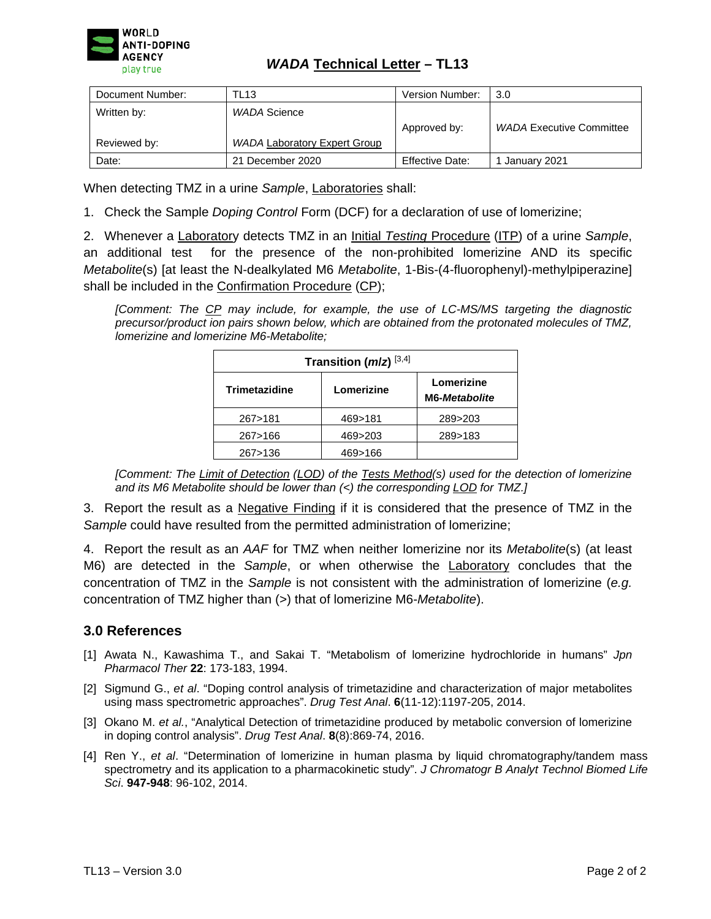# *WADA* Technical Letter – TL13

| Document Number: | TL13 | Version Number: | 3.0 |
|---|---|---|---|
| Written by: | *WADA* Science | Approved by: | *WADA* Executive Committee |
| Reviewed by: | *WADA* Laboratory Expert Group | | |
| Date: | 21 December 2020 | Effective Date: | 1 January 2021 |

When detecting TMZ in a urine *Sample*, Laboratories shall:

1. Check the Sample *Doping Control* Form (DCF) for a declaration of use of lomerizine;

2. Whenever a Laboratory detects TMZ in an Initial *Testing* Procedure (ITP) of a urine *Sample*, an additional test for the presence of the non-prohibited lomerizine AND its specific *Metabolite*(s) [at least the N-dealkylated M6 *Metabolite*, 1-Bis-(4-fluorophenyl)-methylpiperazine] shall be included in the Confirmation Procedure (CP);

   *[Comment: The CP may include, for example, the use of LC-MS/MS targeting the diagnostic precursor/product ion pairs shown below, which are obtained from the protonated molecules of TMZ, lomerizine and lomerizine M6-Metabolite;*

| **Transition (*m/z*)** [3,4] | | |
|---|---|---|
| **Trimetazidine** | **Lomerizine** | **Lomerizine M6-*Metabolite*** |
| 267>181 | 469>181 | 289>203 |
| 267>166 | 469>203 | 289>183 |
| 267>136 | 469>166 | |

   *[Comment: The Limit of Detection (LOD) of the Tests Method(s) used for the detection of lomerizine and its M6 Metabolite should be lower than (<) the corresponding LOD for TMZ.]*

3. Report the result as a Negative Finding if it is considered that the presence of TMZ in the *Sample* could have resulted from the permitted administration of lomerizine;

4. Report the result as an *AAF* for TMZ when neither lomerizine nor its *Metabolite*(s) (at least M6) are detected in the *Sample*, or when otherwise the Laboratory concludes that the concentration of TMZ in the *Sample* is not consistent with the administration of lomerizine (*e.g.* concentration of TMZ higher than (>) that of lomerizine M6-*Metabolite*).

## 3.0 References

[1] Awata N., Kawashima T., and Sakai T. "Metabolism of lomerizine hydrochloride in humans" *Jpn Pharmacol Ther* **22**: 173-183, 1994.

[2] Sigmund G., *et al*. "Doping control analysis of trimetazidine and characterization of major metabolites using mass spectrometric approaches". *Drug Test Anal*. **6**(11-12):1197-205, 2014.

[3] Okano M. *et al.*, "Analytical Detection of trimetazidine produced by metabolic conversion of lomerizine in doping control analysis". *Drug Test Anal*. **8**(8):869-74, 2016.

[4] Ren Y., *et al*. "Determination of lomerizine in human plasma by liquid chromatography/tandem mass spectrometry and its application to a pharmacokinetic study". *J Chromatogr B Analyt Technol Biomed Life Sci*. **947-948**: 96-102, 2014.